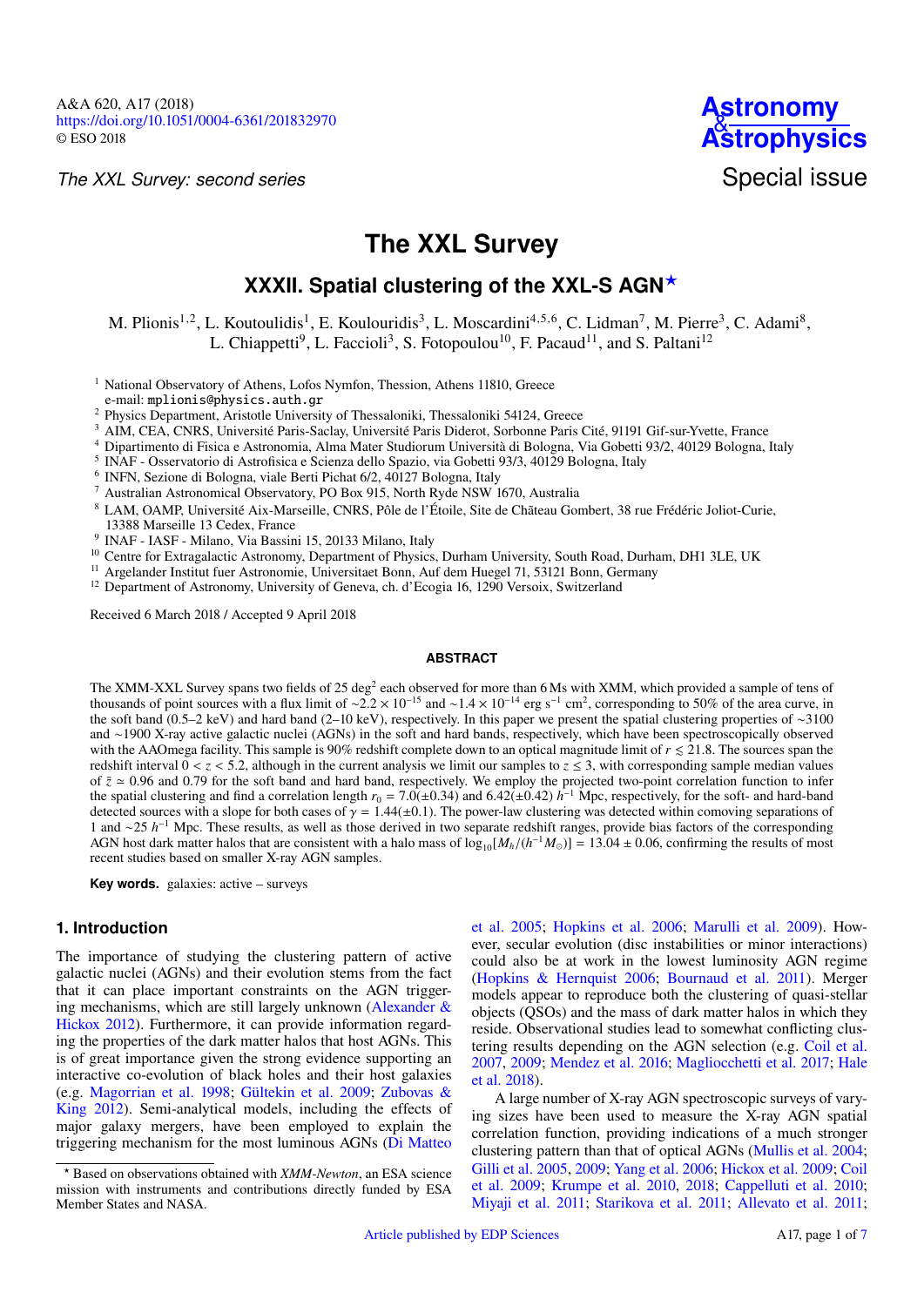*The XXL Survey: second series*

# The XXL Survey

## XXXII. Spatial clustering of the XXL-S AGN*

M. Plionis[1,2], L. Koutoulidis[1], E. Koulouridis[3], L. Moscardini[4,5,6], C. Lidman[7], M. Pierre[3], C. Adami[8], L. Chiappetti[9], L. Faccioli[3], S. Fotopoulou[10], F. Pacaud[11], and S. Paltani[12]

[1] National Observatory of Athens, Lofos Nymfon, Thession, Athens 11810, Greece
e-mail: mplionis@physics.auth.gr
[2] Physics Department, Aristotle University of Thessaloniki, Thessaloniki 54124, Greece
[3] AIM, CEA, CNRS, Université Paris-Saclay, Université Paris Diderot, Sorbonne Paris Cité, 91191 Gif-sur-Yvette, France
[4] Dipartimento di Fisica e Astronomia, Alma Mater Studiorum Università di Bologna, Via Gobetti 93/2, 40129 Bologna, Italy
[5] INAF - Osservatorio di Astrofisica e Scienza dello Spazio, via Gobetti 93/3, 40129 Bologna, Italy
[6] INFN, Sezione di Bologna, viale Berti Pichat 6/2, 40127 Bologna, Italy
[7] Australian Astronomical Observatory, PO Box 915, North Ryde NSW 1670, Australia
[8] LAM, OAMP, Université Aix-Marseille, CNRS, Pôle de l'Étoile, Site de Château Gombert, 38 rue Frédéric Joliot-Curie, 13388 Marseille 13 Cedex, France
[9] INAF - IASF - Milano, Via Bassini 15, 20133 Milano, Italy
[10] Centre for Extragalactic Astronomy, Department of Physics, Durham University, South Road, Durham, DH1 3LE, UK
[11] Argelander Institut fuer Astronomie, Universitaet Bonn, Auf dem Huegel 71, 53121 Bonn, Germany
[12] Department of Astronomy, University of Geneva, ch. d'Ecogia 16, 1290 Versoix, Switzerland

Received 6 March 2018 / Accepted 9 April 2018

### ABSTRACT

The XMM-XXL Survey spans two fields of 25 deg$^2$ each observed for more than 6 Ms with XMM, which provided a sample of tens of thousands of point sources with a flux limit of $\sim 2.2\times10^{-15}$ and $\sim 1.4\times10^{-14}$ erg s$^{-1}$ cm$^2$, corresponding to 50% of the area curve, in the soft band (0.5–2 keV) and hard band (2–10 keV), respectively. In this paper we present the spatial clustering properties of ~3100 and ~1900 X-ray active galactic nuclei (AGNs) in the soft and hard bands, respectively, which have been spectroscopically observed with the AAOmega facility. This sample is 90% redshift complete down to an optical magnitude limit of $r \lesssim 21.8$. The sources span the redshift interval $0 < z < 5.2$, although in the current analysis we limit our samples to $z \le 3$, with corresponding sample median values of $\bar{z} \simeq 0.96$ and 0.79 for the soft band and hard band, respectively. We employ the projected two-point correlation function to infer the spatial clustering and find a correlation length $r_0 = 7.0(\pm0.34)$ and $6.42(\pm0.42)$ $h^{-1}$ Mpc, respectively, for the soft- and hard-band detected sources with a slope for both cases of $\gamma = 1.44(\pm0.1)$. The power-law clustering was detected within comoving separations of 1 and ~25 $h^{-1}$ Mpc. These results, as well as those derived in two separate redshift ranges, provide bias factors of the corresponding AGN host dark matter halos that are consistent with a halo mass of $\log_{10}[M_h/(h^{-1}M_\odot)] = 13.04 \pm 0.06$, confirming the results of most recent studies based on smaller X-ray AGN samples.

**Key words.** galaxies: active – surveys

## 1. Introduction

The importance of studying the clustering pattern of active galactic nuclei (AGNs) and their evolution stems from the fact that it can place important constraints on the AGN triggering mechanisms, which are still largely unknown (Alexander & Hickox 2012). Furthermore, it can provide information regarding the properties of the dark matter halos that host AGNs. This is of great importance given the strong evidence supporting an interactive co-evolution of black holes and their host galaxies (e.g. Magorrian et al. 1998; Gültekin et al. 2009; Zubovas & King 2012). Semi-analytical models, including the effects of major galaxy mergers, have been employed to explain the triggering mechanism for the most luminous AGNs (Di Matteo et al. 2005; Hopkins et al. 2006; Marulli et al. 2009). However, secular evolution (disc instabilities or minor interactions) could also be at work in the lowest luminosity AGN regime (Hopkins & Hernquist 2006; Bournaud et al. 2011). Merger models appear to reproduce both the clustering of quasi-stellar objects (QSOs) and the mass of dark matter halos in which they reside. Observational studies lead to somewhat conflicting clustering results depending on the AGN selection (e.g. Coil et al. 2007, 2009; Mendez et al. 2016; Magliocchetti et al. 2017; Hale et al. 2018).

A large number of X-ray AGN spectroscopic surveys of varying sizes have been used to measure the X-ray AGN spatial correlation function, providing indications of a much stronger clustering pattern than that of optical AGNs (Mullis et al. 2004; Gilli et al. 2005, 2009; Yang et al. 2006; Hickox et al. 2009; Coil et al. 2009; Krumpe et al. 2010, 2018; Cappelluti et al. 2010; Miyaji et al. 2011; Starikova et al. 2011; Allevato et al. 2011;

* Based on observations obtained with *XMM-Newton*, an ESA science mission with instruments and contributions directly funded by ESA Member States and NASA.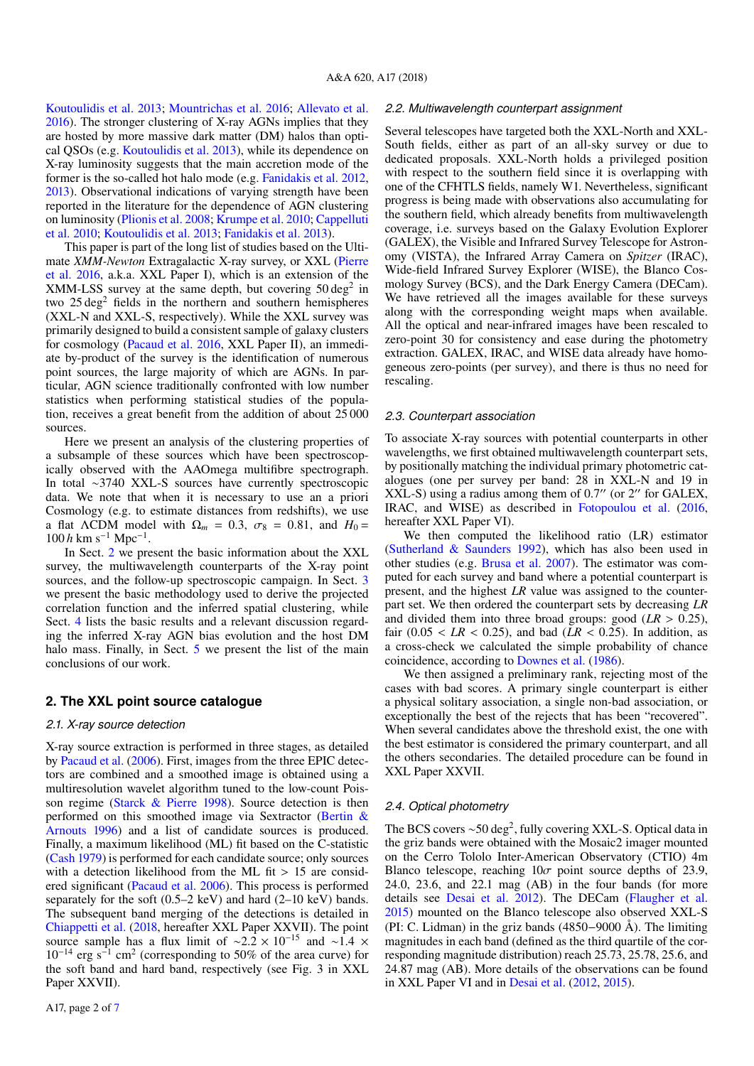Koutoulidis et al. 2013; Mountrichas et al. 2016; Allevato et al. 2016). The stronger clustering of X-ray AGNs implies that they are hosted by more massive dark matter (DM) halos than optical QSOs (e.g. Koutoulidis et al. 2013), while its dependence on X-ray luminosity suggests that the main accretion mode of the former is the so-called hot halo mode (e.g. Fanidakis et al. 2012, 2013). Observational indications of varying strength have been reported in the literature for the dependence of AGN clustering on luminosity (Plionis et al. 2008; Krumpe et al. 2010; Cappelluti et al. 2010; Koutoulidis et al. 2013; Fanidakis et al. 2013).

This paper is part of the long list of studies based on the Ultimate *XMM-Newton* Extragalactic X-ray survey, or XXL (Pierre et al. 2016, a.k.a. XXL Paper I), which is an extension of the XMM-LSS survey at the same depth, but covering 50 deg$^2$ in two 25 deg$^2$ fields in the northern and southern hemispheres (XXL-N and XXL-S, respectively). While the XXL survey was primarily designed to build a consistent sample of galaxy clusters for cosmology (Pacaud et al. 2016, XXL Paper II), an immediate by-product of the survey is the identification of numerous point sources, the large majority of which are AGNs. In particular, AGN science traditionally confronted with low number statistics when performing statistical studies of the population, receives a great benefit from the addition of about 25 000 sources.

Here we present an analysis of the clustering properties of a subsample of these sources which have been spectroscopically observed with the AAOmega multifibre spectrograph. In total ~3740 XXL-S sources have currently spectroscopic data. We note that when it is necessary to use an a priori Cosmology (e.g. to estimate distances from redshifts), we use a flat ΛCDM model with $\Omega_m = 0.3$, $\sigma_8 = 0.81$, and $H_0 = 100\,h$ km s$^{-1}$ Mpc$^{-1}$.

In Sect. 2 we present the basic information about the XXL survey, the multiwavelength counterparts of the X-ray point sources, and the follow-up spectroscopic campaign. In Sect. 3 we present the basic methodology used to derive the projected correlation function and the inferred spatial clustering, while Sect. 4 lists the basic results and a relevant discussion regarding the inferred X-ray AGN bias evolution and the host DM halo mass. Finally, in Sect. 5 we present the list of the main conclusions of our work.

## 2. The XXL point source catalogue

### 2.1. X-ray source detection

X-ray source extraction is performed in three stages, as detailed by Pacaud et al. (2006). First, images from the three EPIC detectors are combined and a smoothed image is obtained using a multiresolution wavelet algorithm tuned to the low-count Poisson regime (Starck & Pierre 1998). Source detection is then performed on this smoothed image via Sextractor (Bertin & Arnouts 1996) and a list of candidate sources is produced. Finally, a maximum likelihood (ML) fit based on the C-statistic (Cash 1979) is performed for each candidate source; only sources with a detection likelihood from the ML fit > 15 are considered significant (Pacaud et al. 2006). This process is performed separately for the soft (0.5–2 keV) and hard (2–10 keV) bands. The subsequent band merging of the detections is detailed in Chiappetti et al. (2018, hereafter XXL Paper XXVII). The point source sample has a flux limit of $\sim 2.2 \times 10^{-15}$ and $\sim 1.4 \times 10^{-14}$ erg s$^{-1}$ cm$^2$ (corresponding to 50% of the area curve) for the soft band and hard band, respectively (see Fig. 3 in XXL Paper XXVII).

### 2.2. Multiwavelength counterpart assignment

Several telescopes have targeted both the XXL-North and XXL-South fields, either as part of an all-sky survey or due to dedicated proposals. XXL-North holds a privileged position with respect to the southern field since it is overlapping with one of the CFHTLS fields, namely W1. Nevertheless, significant progress is being made with observations also accumulating for the southern field, which already benefits from multiwavelength coverage, i.e. surveys based on the Galaxy Evolution Explorer (GALEX), the Visible and Infrared Survey Telescope for Astronomy (VISTA), the Infrared Array Camera on *Spitzer* (IRAC), Wide-field Infrared Survey Explorer (WISE), the Blanco Cosmology Survey (BCS), and the Dark Energy Camera (DECam). We have retrieved all the images available for these surveys along with the corresponding weight maps when available. All the optical and near-infrared images have been rescaled to zero-point 30 for consistency and ease during the photometry extraction. GALEX, IRAC, and WISE data already have homogeneous zero-points (per survey), and there is thus no need for rescaling.

### 2.3. Counterpart association

To associate X-ray sources with potential counterparts in other wavelengths, we first obtained multiwavelength counterpart sets, by positionally matching the individual primary photometric catalogues (one per survey per band: 28 in XXL-N and 19 in XXL-S) using a radius among them of 0.7″ (or 2″ for GALEX, IRAC, and WISE) as described in Fotopoulou et al. (2016, hereafter XXL Paper VI).

We then computed the likelihood ratio (LR) estimator (Sutherland & Saunders 1992), which has also been used in other studies (e.g. Brusa et al. 2007). The estimator was computed for each survey and band where a potential counterpart is present, and the highest *LR* value was assigned to the counterpart set. We then ordered the counterpart sets by decreasing *LR* and divided them into three broad groups: good ($LR > 0.25$), fair ($0.05 < LR < 0.25$), and bad ($LR < 0.25$). In addition, as a cross-check we calculated the simple probability of chance coincidence, according to Downes et al. (1986).

We then assigned a preliminary rank, rejecting most of the cases with bad scores. A primary single counterpart is either a physical solitary association, a single non-bad association, or exceptionally the best of the rejects that has been "recovered". When several candidates above the threshold exist, the one with the best estimator is considered the primary counterpart, and all the others secondaries. The detailed procedure can be found in XXL Paper XXVII.

### 2.4. Optical photometry

The BCS covers ~50 deg$^2$, fully covering XXL-S. Optical data in the griz bands were obtained with the Mosaic2 imager mounted on the Cerro Tololo Inter-American Observatory (CTIO) 4m Blanco telescope, reaching $10\sigma$ point source depths of 23.9, 24.0, 23.6, and 22.1 mag (AB) in the four bands (for more details see Desai et al. 2012). The DECam (Flaugher et al. 2015) mounted on the Blanco telescope also observed XXL-S (PI: C. Lidman) in the griz bands (4850−9000 Å). The limiting magnitudes in each band (defined as the third quartile of the corresponding magnitude distribution) reach 25.73, 25.78, 25.6, and 24.87 mag (AB). More details of the observations can be found in XXL Paper VI and in Desai et al. (2012, 2015).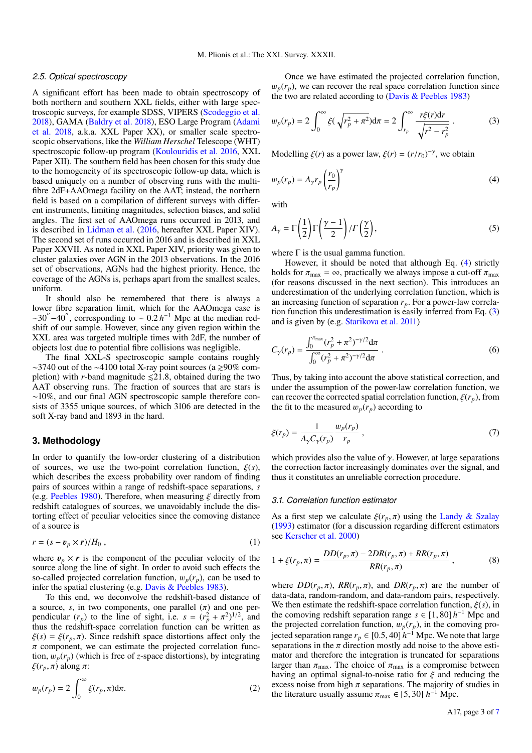### 2.5. Optical spectroscopy

A significant effort has been made to obtain spectroscopy of both northern and southern XXL fields, either with large spectroscopic surveys, for example SDSS, VIPERS (Scodeggio et al. 2018), GAMA (Baldry et al. 2018), ESO Large Program (Adami et al. 2018, a.k.a. XXL Paper XX), or smaller scale spectroscopic observations, like the *William Herschel* Telescope (WHT) spectroscopic follow-up program (Koulouridis et al. 2016, XXL Paper XII). The southern field has been chosen for this study due to the homogeneity of its spectroscopic follow-up data, which is based uniquely on a number of observing runs with the multi-fibre 2dF+AAOmega facility on the AAT; instead, the northern field is based on a compilation of different surveys with different instruments, limiting magnitudes, selection biases, and solid angles. The first set of AAOmega runs occurred in 2013, and is described in Lidman et al. (2016, hereafter XXL Paper XIV). The second set of runs occurred in 2016 and is described in XXL Paper XXVII. As noted in XXL Paper XIV, priority was given to cluster galaxies over AGN in the 2013 observations. In the 2016 set of observations, AGNs had the highest priority. Hence, the coverage of the AGNs is, perhaps apart from the smallest scales, uniform.

It should also be remembered that there is always a lower fibre separation limit, which for the AAOmega case is $\sim 30''$–$40''$, corresponding to $\sim 0.2\,h^{-1}$ Mpc at the median redshift of our sample. However, since any given region within the XXL area was targeted multiple times with 2dF, the number of objects lost due to potential fibre collisions was negligible.

The final XXL-S spectroscopic sample contains roughly $\sim$3740 out of the $\sim$4100 total X-ray point sources (a $\gtrsim$90% completion) with $r$-band magnitude $\lesssim$21.8, obtained during the two AAT observing runs. The fraction of sources that are stars is $\sim$10%, and our final AGN spectroscopic sample therefore consists of 3355 unique sources, of which 3106 are detected in the soft X-ray band and 1893 in the hard.

## 3. Methodology

In order to quantify the low-order clustering of a distribution of sources, we use the two-point correlation function, $\xi(s)$, which describes the excess probability over random of finding pairs of sources within a range of redshift-space separations, $s$ (e.g. Peebles 1980). Therefore, when measuring $\xi$ directly from redshift catalogues of sources, we unavoidably include the distorting effect of peculiar velocities since the comoving distance of a source is

$$r = (s - \boldsymbol{v}_p \times \boldsymbol{r})/H_0\,, \tag{1}$$

where $\boldsymbol{v}_p \times \boldsymbol{r}$ is the component of the peculiar velocity of the source along the line of sight. In order to avoid such effects the so-called projected correlation function, $w_p(r_p)$, can be used to infer the spatial clustering (e.g. Davis & Peebles 1983).

To this end, we deconvolve the redshift-based distance of a source, $s$, in two components, one parallel ($\pi$) and one perpendicular ($r_p$) to the line of sight, i.e. $s = (r_p^2 + \pi^2)^{1/2}$, and thus the redshift-space correlation function can be written as $\xi(s) = \xi(r_p, \pi)$. Since redshift space distortions affect only the $\pi$ component, we can estimate the projected correlation function, $w_p(r_p)$ (which is free of $z$-space distortions), by integrating $\xi(r_p, \pi)$ along $\pi$:

$$w_p(r_p) = 2\int_0^{\infty} \xi(r_p, \pi)\mathrm{d}\pi. \tag{2}$$

Once we have estimated the projected correlation function, $w_p(r_p)$, we can recover the real space correlation function since the two are related according to (Davis & Peebles 1983)

$$w_p(r_p) = 2\int_0^{\infty} \xi\left(\sqrt{r_p^2 + \pi^2}\right)\mathrm{d}\pi = 2\int_{r_p}^{\infty} \frac{r\xi(r)\mathrm{d}r}{\sqrt{r^2 - r_p^2}}\,. \tag{3}$$

Modelling $\xi(r)$ as a power law, $\xi(r) = (r/r_0)^{-\gamma}$, we obtain

$$w_p(r_p) = A_\gamma r_p \left(\frac{r_0}{r_p}\right)^{\gamma} \tag{4}$$

with

$$A_\gamma = \Gamma\left(\frac{1}{2}\right)\Gamma\left(\frac{\gamma - 1}{2}\right)/\Gamma\left(\frac{\gamma}{2}\right), \tag{5}$$

where $\Gamma$ is the usual gamma function.

However, it should be noted that although Eq. (4) strictly holds for $\pi_{\max} = \infty$, practically we always impose a cut-off $\pi_{\max}$ (for reasons discussed in the next section). This introduces an underestimation of the underlying correlation function, which is an increasing function of separation $r_p$. For a power-law correlation function this underestimation is easily inferred from Eq. (3) and is given by (e.g. Starikova et al. 2011)

$$C_\gamma(r_p) = \frac{\int_0^{\pi_{\max}} (r_p^2 + \pi^2)^{-\gamma/2}\mathrm{d}\pi}{\int_0^{\infty} (r_p^2 + \pi^2)^{-\gamma/2}\mathrm{d}\pi}\,. \tag{6}$$

Thus, by taking into account the above statistical correction, and under the assumption of the power-law correlation function, we can recover the corrected spatial correlation function, $\xi(r_p)$, from the fit to the measured $w_p(r_p)$ according to

$$\xi(r_p) = \frac{1}{A_\gamma C_\gamma(r_p)}\frac{w_p(r_p)}{r_p}\,, \tag{7}$$

which provides also the value of $\gamma$. However, at large separations the correction factor increasingly dominates over the signal, and thus it constitutes an unreliable correction procedure.

### 3.1. Correlation function estimator

As a first step we calculate $\xi(r_p, \pi)$ using the Landy & Szalay (1993) estimator (for a discussion regarding different estimators see Kerscher et al. 2000)

$$1 + \xi(r_p, \pi) = \frac{DD(r_p, \pi) - 2DR(r_p, \pi) + RR(r_p, \pi)}{RR(r_p, \pi)}\,, \tag{8}$$

where $DD(r_p, \pi)$, $RR(r_p, \pi)$, and $DR(r_p, \pi)$ are the number of data-data, random-random, and data-random pairs, respectively. We then estimate the redshift-space correlation function, $\xi(s)$, in the comoving redshift separation range $s \in [1, 80]\,h^{-1}$ Mpc and the projected correlation function, $w_p(r_p)$, in the comoving projected separation range $r_p \in [0.5, 40]\,h^{-1}$ Mpc. We note that large separations in the $\pi$ direction mostly add noise to the above estimator and therefore the integration is truncated for separations larger than $\pi_{\max}$. The choice of $\pi_{\max}$ is a compromise between having an optimal signal-to-noise ratio for $\xi$ and reducing the excess noise from high $\pi$ separations. The majority of studies in the literature usually assume $\pi_{\max} \in [5, 30]\,h^{-1}$ Mpc.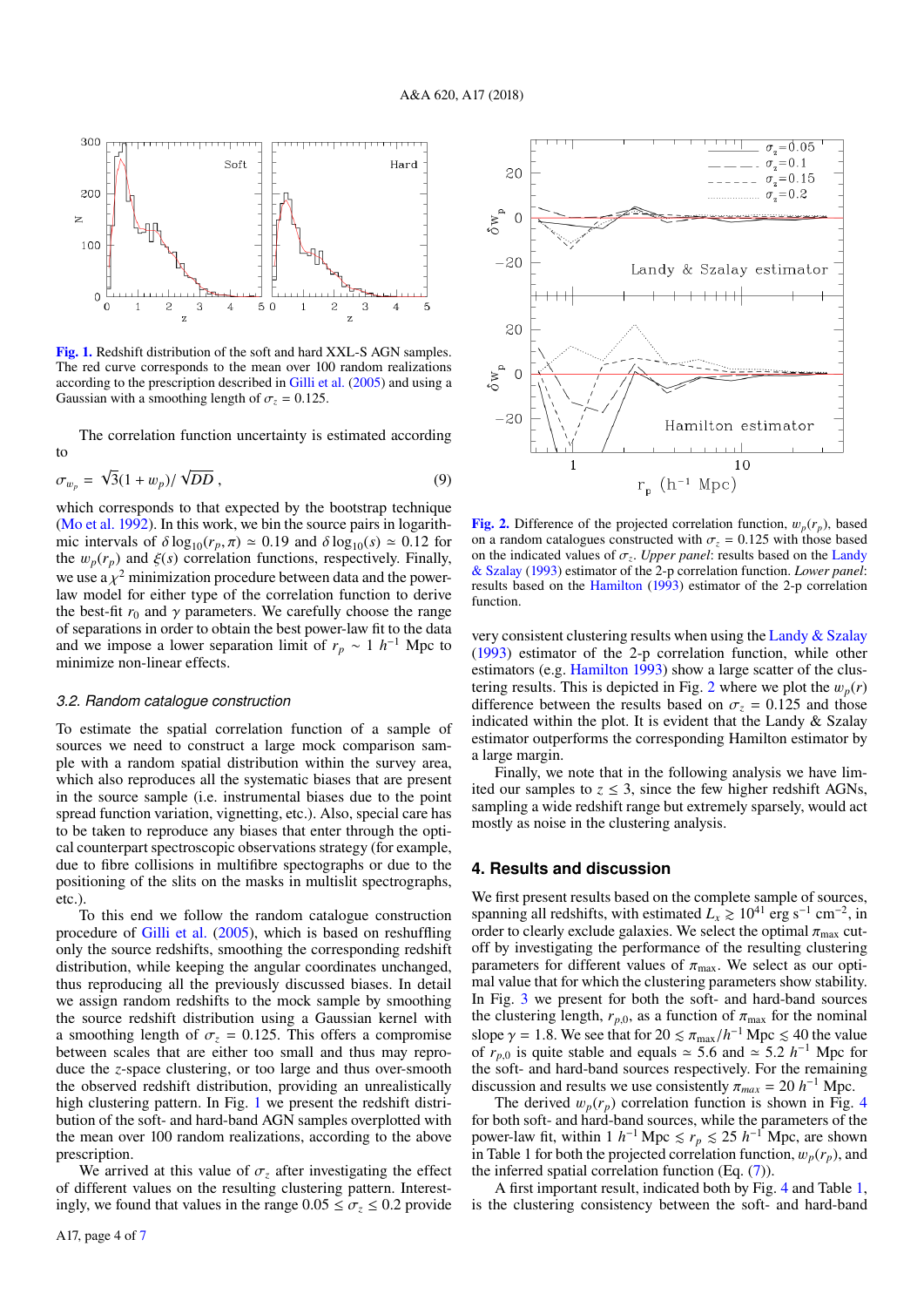Fig. 1. Redshift distribution of the soft and hard XXL-S AGN samples. The red curve corresponds to the mean over 100 random realizations according to the prescription described in Gilli et al. (2005) and using a Gaussian with a smoothing length of $\sigma_z = 0.125$.

The correlation function uncertainty is estimated according to

$$\sigma_{w_p} = \sqrt{3}(1 + w_p)/\sqrt{DD}\ , \tag{9}$$

which corresponds to that expected by the bootstrap technique (Mo et al. 1992). In this work, we bin the source pairs in logarithmic intervals of $\delta \log_{10}(r_p, \pi) \simeq 0.19$ and $\delta \log_{10}(s) \simeq 0.12$ for the $w_p(r_p)$ and $\xi(s)$ correlation functions, respectively. Finally, we use a $\chi^2$ minimization procedure between data and the power-law model for either type of the correlation function to derive the best-fit $r_0$ and $\gamma$ parameters. We carefully choose the range of separations in order to obtain the best power-law fit to the data and we impose a lower separation limit of $r_p \sim 1\ h^{-1}$ Mpc to minimize non-linear effects.

### 3.2. Random catalogue construction

To estimate the spatial correlation function of a sample of sources we need to construct a large mock comparison sample with a random spatial distribution within the survey area, which also reproduces all the systematic biases that are present in the source sample (i.e. instrumental biases due to the point spread function variation, vignetting, etc.). Also, special care has to be taken to reproduce any biases that enter through the optical counterpart spectroscopic observations strategy (for example, due to fibre collisions in multifibre spectrographs or due to the positioning of the slits on the masks in multislit spectrographs, etc.).

To this end we follow the random catalogue construction procedure of Gilli et al. (2005), which is based on reshuffling only the source redshifts, smoothing the corresponding redshift distribution, while keeping the angular coordinates unchanged, thus reproducing all the previously discussed biases. In detail we assign random redshifts to the mock sample by smoothing the source redshift distribution using a Gaussian kernel with a smoothing length of $\sigma_z = 0.125$. This offers a compromise between scales that are either too small and thus may reproduce the $z$-space clustering, or too large and thus over-smooth the observed redshift distribution, providing an unrealistically high clustering pattern. In Fig. 1 we present the redshift distribution of the soft- and hard-band AGN samples overplotted with the mean over 100 random realizations, according to the above prescription.

We arrived at this value of $\sigma_z$ after investigating the effect of different values on the resulting clustering pattern. Interestingly, we found that values in the range $0.05 \leq \sigma_z \leq 0.2$ provide very consistent clustering results when using the Landy & Szalay (1993) estimator of the 2-p correlation function, while other estimators (e.g. Hamilton 1993) show a large scatter of the clustering results. This is depicted in Fig. 2 where we plot the $w_p(r)$ difference between the results based on $\sigma_z = 0.125$ and those indicated within the plot. It is evident that the Landy & Szalay estimator outperforms the corresponding Hamilton estimator by a large margin.

Fig. 2. Difference of the projected correlation function, $w_p(r_p)$, based on a random catalogues constructed with $\sigma_z = 0.125$ with those based on the indicated values of $\sigma_z$. *Upper panel*: results based on the Landy & Szalay (1993) estimator of the 2-p correlation function. *Lower panel*: results based on the Hamilton (1993) estimator of the 2-p correlation function.

Finally, we note that in the following analysis we have limited our samples to $z \lesssim 3$, since the few higher redshift AGNs, sampling a wide redshift range but extremely sparsely, would act mostly as noise in the clustering analysis.

## 4. Results and discussion

We first present results based on the complete sample of sources, spanning all redshifts, with estimated $L_x \gtrsim 10^{41}$ erg s$^{-1}$ cm$^{-2}$, in order to clearly exclude galaxies. We select the optimal $\pi_{\rm max}$ cut-off by investigating the performance of the resulting clustering parameters for different values of $\pi_{\rm max}$. We select as our optimal value for which the clustering parameters show stability. In Fig. 3 we present for both the soft- and hard-band sources the clustering length, $r_{p,0}$, as a function of $\pi_{\rm max}$ for the nominal slope $\gamma = 1.8$. We see that for $20 \lesssim \pi_{\rm max}/h^{-1}$ Mpc $\lesssim 40$ the value of $r_{p,0}$ is quite stable and equals $\simeq 5.6$ and $\simeq 5.2\ h^{-1}$ Mpc for the soft- and hard-band sources respectively. For the remaining discussion and results we use consistently $\pi_{max} = 20\ h^{-1}$ Mpc.

The derived $w_p(r_p)$ correlation function is shown in Fig. 4 for both soft- and hard-band sources, while the parameters of the power-law fit, within $1\ h^{-1}$ Mpc $\lesssim r_p \lesssim 25\ h^{-1}$ Mpc, are shown in Table 1 for both the projected correlation function, $w_p(r_p)$, and the inferred spatial correlation function (Eq. (7)).

A first important result, indicated both by Fig. 4 and Table 1, is the clustering consistency between the soft- and hard-band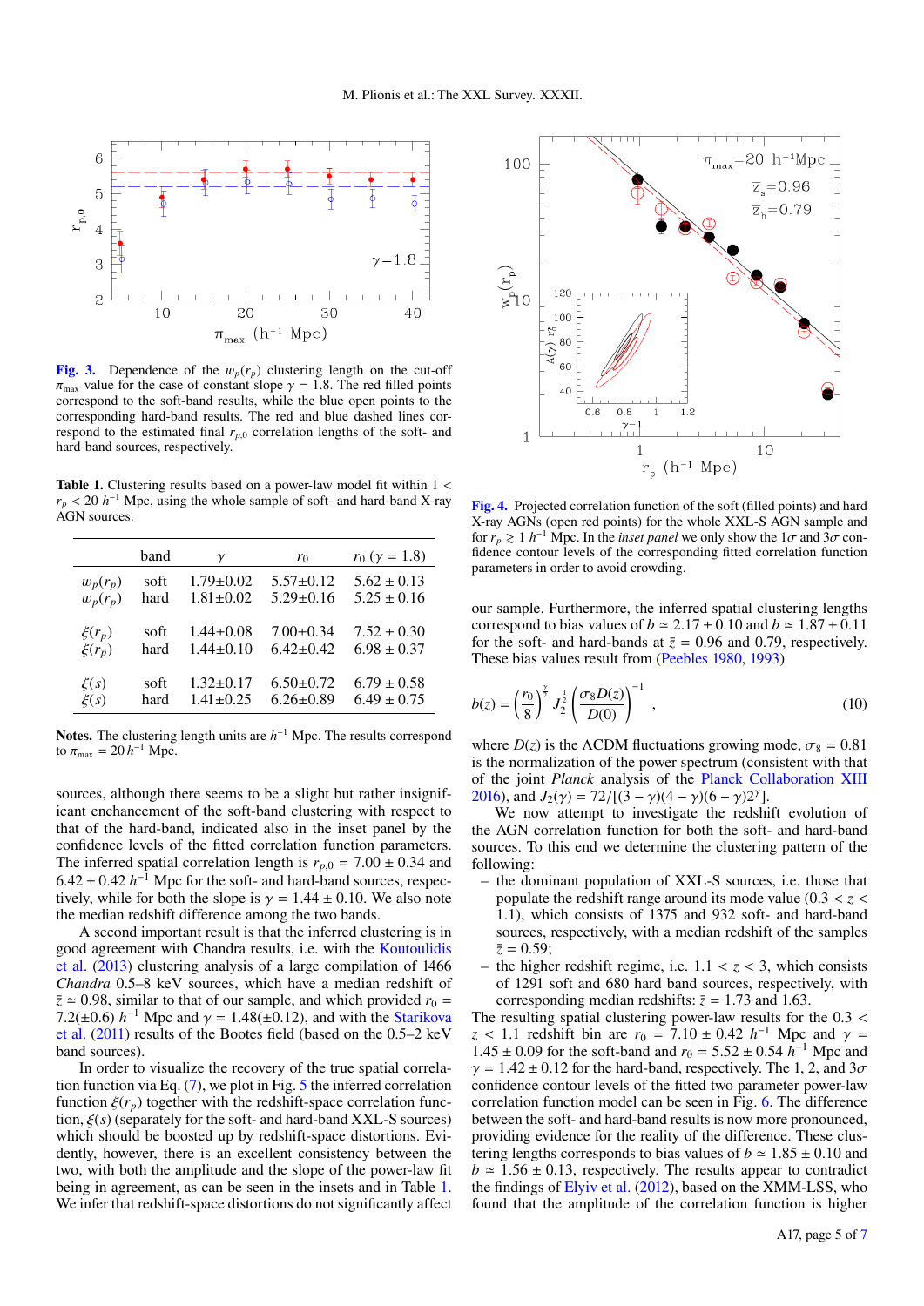**Fig. 3.** Dependence of the $w_p(r_p)$ clustering length on the cut-off $\pi_{\max}$ value for the case of constant slope $\gamma = 1.8$. The red filled points correspond to the soft-band results, while the blue open points to the corresponding hard-band results. The red and blue dashed lines correspond to the estimated final $r_{p,0}$ correlation lengths of the soft- and hard-band sources, respectively.

**Table 1.** Clustering results based on a power-law model fit within $1 < r_p < 20\ h^{-1}$ Mpc, using the whole sample of soft- and hard-band X-ray AGN sources.

| | band | $\gamma$ | $r_0$ | $r_0\ (\gamma = 1.8)$ |
|---|---|---|---|---|
| $w_p(r_p)$ | soft | 1.79±0.02 | 5.57±0.12 | 5.62 ± 0.13 |
| $w_p(r_p)$ | hard | 1.81±0.02 | 5.29±0.16 | 5.25 ± 0.16 |
| $\xi(r_p)$ | soft | 1.44±0.08 | 7.00±0.34 | 7.52 ± 0.30 |
| $\xi(r_p)$ | hard | 1.44±0.10 | 6.42±0.42 | 6.98 ± 0.37 |
| $\xi(s)$ | soft | 1.32±0.17 | 6.50±0.72 | 6.79 ± 0.58 |
| $\xi(s)$ | hard | 1.41±0.25 | 6.26±0.89 | 6.49 ± 0.75 |

**Notes.** The clustering length units are $h^{-1}$ Mpc. The results correspond to $\pi_{\max} = 20\,h^{-1}$ Mpc.

sources, although there seems to be a slight but rather insignificant enchancement of the soft-band clustering with respect to that of the hard-band, indicated also in the inset panel by the confidence levels of the fitted correlation function parameters. The inferred spatial correlation length is $r_{p,0} = 7.00 \pm 0.34$ and $6.42 \pm 0.42\ h^{-1}$ Mpc for the soft- and hard-band sources, respectively, while for both the slope is $\gamma = 1.44 \pm 0.10$. We also note the median redshift difference among the two bands.

A second important result is that the inferred clustering is in good agreement with Chandra results, i.e. with the Koutoulidis et al. (2013) clustering analysis of a large compilation of 1466 *Chandra* 0.5–8 keV sources, which have a median redshift of $\bar{z} \simeq 0.98$, similar to that of our sample, and which provided $r_0 = 7.2(\pm 0.6)\ h^{-1}$ Mpc and $\gamma = 1.48(\pm 0.12)$, and with the Starikova et al. (2011) results of the Bootes field (based on the 0.5–2 keV band sources).

In order to visualize the recovery of the true spatial correlation function via Eq. (7), we plot in Fig. 5 the inferred correlation function $\xi(r_p)$ together with the redshift-space correlation function, $\xi(s)$ (separately for the soft- and hard-band XXL-S sources) which should be boosted up by redshift-space distortions. Evidently, however, there is an excellent consistency between the two, with both the amplitude and the slope of the power-law fit being in agreement, as can be seen in the insets and in Table 1. We infer that redshift-space distortions do not significantly affect

**Fig. 4.** Projected correlation function of the soft (filled points) and hard X-ray AGNs (open red points) for the whole XXL-S AGN sample and for $r_p \gtrsim 1\ h^{-1}$ Mpc. In the *inset panel* we only show the $1\sigma$ and $3\sigma$ confidence contour levels of the corresponding fitted correlation function parameters in order to avoid crowding.

our sample. Furthermore, the inferred spatial clustering lengths correspond to bias values of $b \simeq 2.17 \pm 0.10$ and $b \simeq 1.87 \pm 0.11$ for the soft- and hard-bands at $\bar{z} = 0.96$ and 0.79, respectively. These bias values result from (Peebles 1980, 1993)

$$b(z) = \left(\frac{r_0}{8}\right)^{\frac{\gamma}{2}} J_2^{\frac{1}{2}} \left(\frac{\sigma_8 D(z)}{D(0)}\right)^{-1}, \tag{10}$$

where $D(z)$ is the $\Lambda$CDM fluctuations growing mode, $\sigma_8 = 0.81$ is the normalization of the power spectrum (consistent with that of the joint *Planck* analysis of the Planck Collaboration XIII 2016), and $J_2(\gamma) = 72/[(3-\gamma)(4-\gamma)(6-\gamma)2^{\gamma}]$.

We now attempt to investigate the redshift evolution of the AGN correlation function for both the soft- and hard-band sources. To this end we determine the clustering pattern of the following:

– the dominant population of XXL-S sources, i.e. those that populate the redshift range around its mode value ($0.3 < z < 1.1$), which consists of 1375 and 932 soft- and hard-band sources, respectively, with a median redshift of the samples $\bar{z} = 0.59$;
– the higher redshift regime, i.e. $1.1 < z < 3$, which consists of 1291 soft and 680 hard band sources, respectively, with corresponding median redshifts: $\bar{z} = 1.73$ and 1.63.

The resulting spatial clustering power-law results for the $0.3 < z < 1.1$ redshift bin are $r_0 = 7.10 \pm 0.42\ h^{-1}$ Mpc and $\gamma = 1.45 \pm 0.09$ for the soft-band and $r_0 = 5.52 \pm 0.54\ h^{-1}$ Mpc and $\gamma = 1.42 \pm 0.12$ for the hard-band, respectively. The 1, 2, and $3\sigma$ confidence contour levels of the fitted two parameter power-law correlation function model can be seen in Fig. 6. The difference between the soft- and hard-band results is now more pronounced, providing evidence for the reality of the difference. These clustering lengths corresponds to bias values of $b \simeq 1.85 \pm 0.10$ and $b \simeq 1.56 \pm 0.13$, respectively. The results appear to contradict the findings of Elyiv et al. (2012), based on the XMM-LSS, who found that the amplitude of the correlation function is higher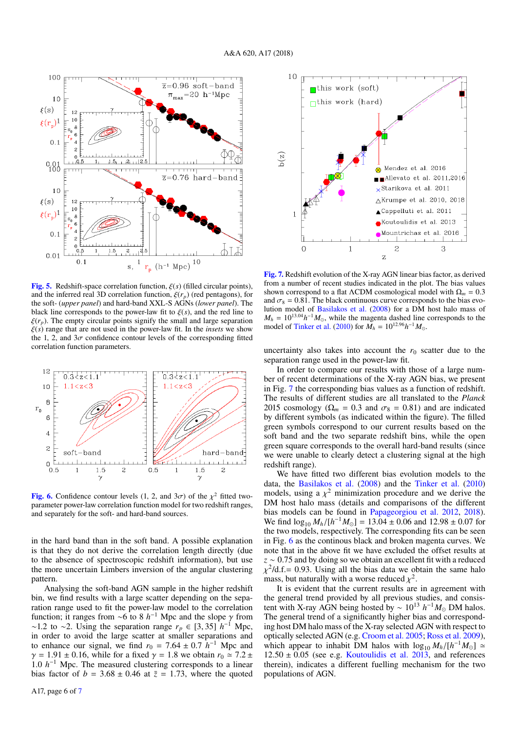Fig. 5. Redshift-space correlation function, $\xi(s)$ (filled circular points), and the inferred real 3D correlation function, $\xi(r_p)$ (red pentagons), for the soft- (*upper panel*) and hard-band XXL-S AGNs (*lower panel*). The black line corresponds to the power-law fit to $\xi(s)$, and the red line to $\xi(r_p)$. The empty circular points signify the small and large separation $\xi(s)$ range that are not used in the power-law fit. In the *insets* we show the 1, 2, and $3\sigma$ confidence contour levels of the corresponding fitted correlation function parameters.

Fig. 6. Confidence contour levels (1, 2, and $3\sigma$) of the $\chi^2$ fitted two-parameter power-law correlation function model for two redshift ranges, and separately for the soft- and hard-band sources.

in the hard band than in the soft band. A possible explanation is that they do not derive the correlation length directly (due to the absence of spectroscopic redshift information), but use the more uncertain Limbers inversion of the angular clustering pattern.

Analysing the soft-band AGN sample in the higher redshift bin, we find results with a large scatter depending on the separation range used to fit the power-law model to the correlation function; it ranges from ~6 to 8 $h^{-1}$ Mpc and the slope $\gamma$ from ~1.2 to ~2. Using the separation range $r_p \in [3, 35]$ $h^{-1}$ Mpc, in order to avoid the large scatter at smaller separations and to enhance our signal, we find $r_0 = 7.64 \pm 0.7$ $h^{-1}$ Mpc and $\gamma = 1.91 \pm 0.16$, while for a fixed $\gamma = 1.8$ we obtain $r_0 \simeq 7.2 \pm 1.0$ $h^{-1}$ Mpc. The measured clustering corresponds to a linear bias factor of $b = 3.68 \pm 0.46$ at $\bar{z} = 1.73$, where the quoted uncertainty also takes into account the $r_0$ scatter due to the separation range used in the power-law fit.

Fig. 7. Redshift evolution of the X-ray AGN linear bias factor, as derived from a number of recent studies indicated in the plot. The bias values shown correspond to a flat $\Lambda$CDM cosmological model with $\Omega_m = 0.3$ and $\sigma_8 = 0.81$. The black continuous curve corresponds to the bias evolution model of Basilakos et al. (2008) for a DM host halo mass of $M_h = 10^{13.04} h^{-1} M_\odot$, while the magenta dashed line corresponds to the model of Tinker et al. (2010) for $M_h = 10^{12.96} h^{-1} M_\odot$.

In order to compare our results with those of a large number of recent determinations of the X-ray AGN bias, we present in Fig. 7 the corresponding bias values as a function of redshift. The results of different studies are all translated to the *Planck* 2015 cosmology ($\Omega_m = 0.3$ and $\sigma_8 = 0.81$) and are indicated by different symbols (as indicated within the figure). The filled green symbols correspond to our current results based on the soft band and the two separate redshift bins, while the open green square corresponds to the overall hard-band results (since we were unable to clearly detect a clustering signal at the high redshift range).

We have fitted two different bias evolution models to the data, the Basilakos et al. (2008) and the Tinker et al. (2010) models, using a $\chi^2$ minimization procedure and we derive the DM host halo mass (details and comparisons of the different bias models can be found in Papageorgiou et al. 2012, 2018). We find $\log_{10} M_h/[h^{-1} M_\odot] = 13.04 \pm 0.06$ and $12.98 \pm 0.07$ for the two models, respectively. The corresponding fits can be seen in Fig. 6 as the continous black and broken magenta curves. We note that in the above fit we have excluded the offset results at $z \sim 0.75$ and by doing so we obtain an excellent fit with a reduced $\chi^2$/d.f.= 0.93. Using all the bias data we obtain the same halo mass, but naturally with a worse reduced $\chi^2$.

It is evident that the current results are in agreement with the general trend provided by all previous studies, and consistent with X-ray AGN being hosted by ~ $10^{13}$ $h^{-1} M_\odot$ DM halos. The general trend of a significantly higher bias and corresponding host DM halo mass of the X-ray selected AGN with respect to optically selected AGN (e.g. Croom et al. 2005; Ross et al. 2009), which appear to inhabit DM halos with $\log_{10} M_h/[h^{-1} M_\odot] \simeq 12.50 \pm 0.05$ (see e.g. Koutoulidis et al. 2013, and references therein), indicates a different fuelling mechanism for the two populations of AGN.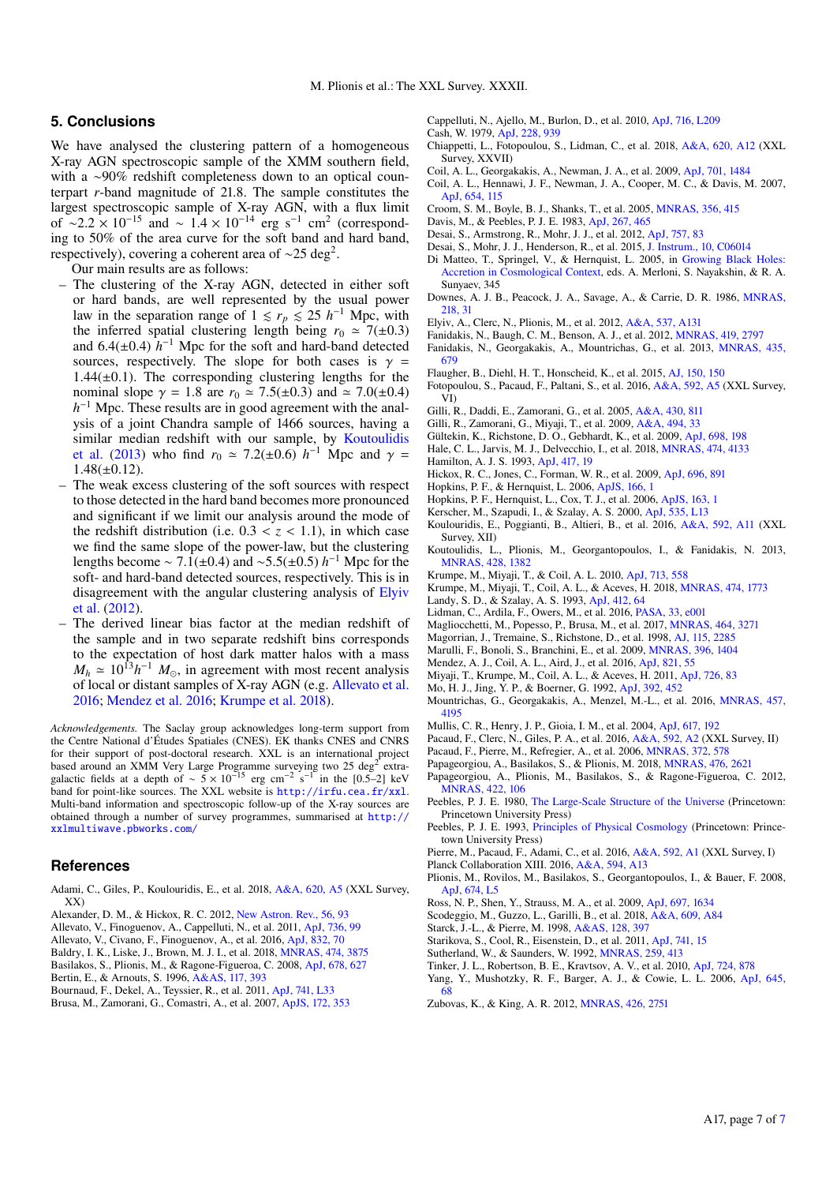## 5. Conclusions

We have analysed the clustering pattern of a homogeneous X-ray AGN spectroscopic sample of the XMM southern field, with a $\sim$90% redshift completeness down to an optical counterpart $r$-band magnitude of 21.8. The sample constitutes the largest spectroscopic sample of X-ray AGN, with a flux limit of $\sim 2.2 \times 10^{-15}$ and $\sim 1.4 \times 10^{-14}$ erg s$^{-1}$ cm$^2$ (corresponding to 50% of the area curve for the soft band and hard band, respectively), covering a coherent area of $\sim$25 deg$^2$.

Our main results are as follows:

- The clustering of the X-ray AGN, detected in either soft or hard bands, are well represented by the usual power law in the separation range of $1 \lesssim r_p \lesssim 25\ h^{-1}$ Mpc, with the inferred spatial clustering length being $r_0 \simeq 7(\pm0.3)$ and $6.4(\pm0.4)\ h^{-1}$ Mpc for the soft and hard-band detected sources, respectively. The slope for both cases is $\gamma = 1.44(\pm0.1)$. The corresponding clustering lengths for the nominal slope $\gamma = 1.8$ are $r_0 \simeq 7.5(\pm0.3)$ and $\simeq 7.0(\pm0.4)$ $h^{-1}$ Mpc. These results are in good agreement with the analysis of a joint Chandra sample of 1466 sources, having a similar median redshift with our sample, by Koutoulidis et al. (2013) who find $r_0 \simeq 7.2(\pm0.6)\ h^{-1}$ Mpc and $\gamma = 1.48(\pm0.12)$.
- The weak excess clustering of the soft sources with respect to those detected in the hard band becomes more pronounced and significant if we limit our analysis around the mode of the redshift distribution (i.e. $0.3 < z < 1.1$), in which case we find the same slope of the power-law, but the clustering lengths become $\sim 7.1(\pm0.4)$ and $\sim$5.5($\pm$0.5) $h^{-1}$ Mpc for the soft- and hard-band detected sources, respectively. This is in disagreement with the angular clustering analysis of Elyiv et al. (2012).
- The derived linear bias factor at the median redshift of the sample and in two separate redshift bins corresponds to the expectation of host dark matter halos with a mass $M_h \simeq 10^{13} h^{-1}\ M_\odot$, in agreement with most recent analysis of local or distant samples of X-ray AGN (e.g. Allevato et al. 2016; Mendez et al. 2016; Krumpe et al. 2018).

*Acknowledgements.* The Saclay group acknowledges long-term support from the Centre National d'Études Spatiales (CNES). EK thanks CNES and CNRS for their support of post-doctoral research. XXL is an international project based around an XMM Very Large Programme surveying two 25 deg$^2$ extragalactic fields at a depth of $\sim 5 \times 10^{-15}$ erg cm$^{-2}$ s$^{-1}$ in the [0.5–2] keV band for point-like sources. The XXL website is http://irfu.cea.fr/xxl. Multi-band information and spectroscopic follow-up of the X-ray sources are obtained through a number of survey programmes, summarised at http://xxlmultiwave.pbworks.com/

## References

Adami, C., Giles, P., Koulouridis, E., et al. 2018, A&A, 620, A5 (XXL Survey, XX)
Alexander, D. M., & Hickox, R. C. 2012, New Astron. Rev., 56, 93
Allevato, V., Finoguenov, A., Cappelluti, N., et al. 2011, ApJ, 736, 99
Allevato, V., Civano, F., Finoguenov, A., et al. 2016, ApJ, 832, 70
Baldry, I. K., Liske, J., Brown, M. J. I., et al. 2018, MNRAS, 474, 3875
Basilakos, S., Plionis, M., & Ragone-Figueroa, C. 2008, ApJ, 678, 627
Bertin, E., & Arnouts, S. 1996, A&AS, 117, 393
Bournaud, F., Dekel, A., Teyssier, R., et al. 2011, ApJ, 741, L33
Brusa, M., Zamorani, G., Comastri, A., et al. 2007, ApJS, 172, 353
Cappelluti, N., Ajello, M., Burlon, D., et al. 2010, ApJ, 716, L209
Cash, W. 1979, ApJ, 228, 939
Chiappetti, L., Fotopoulou, S., Lidman, C., et al. 2018, A&A, 620, A12 (XXL Survey, XXVII)
Coil, A. L., Georgakakis, A., Newman, J. A., et al. 2009, ApJ, 701, 1484
Coil, A. L., Hennawi, J. F., Newman, J. A., Cooper, M. C., & Davis, M. 2007, ApJ, 654, 115
Croom, S. M., Boyle, B. J., Shanks, T., et al. 2005, MNRAS, 356, 415
Davis, M., & Peebles, P. J. E. 1983, ApJ, 267, 465
Desai, S., Armstrong, R., Mohr, J. J., et al. 2012, ApJ, 757, 83
Desai, S., Mohr, J. J., Henderson, R., et al. 2015, J. Instrum., 10, C06014
Di Matteo, T., Springel, V., & Hernquist, L. 2005, in Growing Black Holes: Accretion in Cosmological Context, eds. A. Merloni, S. Nayakshin, & R. A. Sunyaev, 345
Downes, A. J. B., Peacock, J. A., Savage, A., & Carrie, D. R. 1986, MNRAS, 218, 31
Elyiv, A., Clerc, N., Plionis, M., et al. 2012, A&A, 537, A131
Fanidakis, N., Baugh, C. M., Benson, A. J., et al. 2012, MNRAS, 419, 2797
Fanidakis, N., Georgakakis, A., Mountrichas, G., et al. 2013, MNRAS, 435, 679
Flaugher, B., Diehl, H. T., Honscheid, K., et al. 2015, AJ, 150, 150
Fotopoulou, S., Pacaud, F., Paltani, S., et al. 2016, A&A, 592, A5 (XXL Survey, VI)
Gilli, R., Daddi, E., Zamorani, G., et al. 2005, A&A, 430, 811
Gilli, R., Zamorani, G., Miyaji, T., et al. 2009, A&A, 494, 33
Gültekin, K., Richstone, D. O., Gebhardt, K., et al. 2009, ApJ, 698, 198
Hale, C. L., Jarvis, M. J., Delvecchio, I., et al. 2018, MNRAS, 474, 4133
Hamilton, A. J. S. 1993, ApJ, 417, 19
Hickox, R. C., Jones, C., Forman, W. R., et al. 2009, ApJ, 696, 891
Hopkins, P. F., & Hernquist, L. 2006, ApJS, 166, 1
Hopkins, P. F., Hernquist, L., Cox, T. J., et al. 2006, ApJS, 163, 1
Kerscher, M., Szapudi, I., & Szalay, A. S. 2000, ApJ, 535, L13
Koulouridis, E., Poggianti, B., Altieri, B., et al. 2016, A&A, 592, A11 (XXL Survey, XII)
Koutoulidis, L., Plionis, M., Georgantopoulos, I., & Fanidakis, N. 2013, MNRAS, 428, 1382
Krumpe, M., Miyaji, T., & Coil, A. L. 2010, ApJ, 713, 558
Krumpe, M., Miyaji, T., Coil, A. L., & Aceves, H. 2018, MNRAS, 474, 1773
Landy, S. D., & Szalay, A. S. 1993, ApJ, 412, 64
Lidman, C., Ardila, F., Owers, M., et al. 2016, PASA, 33, e001
Magliocchetti, M., Popesso, P., Brusa, M., et al. 2017, MNRAS, 464, 3271
Magorrian, J., Tremaine, S., Richstone, D., et al. 1998, AJ, 115, 2285
Marulli, F., Bonoli, S., Branchini, E., et al. 2009, MNRAS, 396, 1404
Mendez, A. J., Coil, A. L., Aird, J., et al. 2016, ApJ, 821, 55
Miyaji, T., Krumpe, M., Coil, A. L., & Aceves, H. 2011, ApJ, 726, 83
Mo, H. J., Jing, Y. P., & Boerner, G. 1992, ApJ, 392, 452
Mountrichas, G., Georgakakis, A., Menzel, M.-L., et al. 2016, MNRAS, 457, 4195
Mullis, C. R., Henry, J. P., Gioia, I. M., et al. 2004, ApJ, 617, 192
Pacaud, F., Clerc, N., Giles, P. A., et al. 2016, A&A, 592, A2 (XXL Survey, II)
Pacaud, F., Pierre, M., Refregier, A., et al. 2006, MNRAS, 372, 578
Papageorgiou, A., Basilakos, S., & Plionis, M. 2018, MNRAS, 476, 2621
Papageorgiou, A., Plionis, M., Basilakos, S., & Ragone-Figueroa, C. 2012, MNRAS, 422, 106
Peebles, P. J. E. 1980, The Large-Scale Structure of the Universe (Princetown: Princetown University Press)
Peebles, P. J. E. 1993, Principles of Physical Cosmology (Princetown: Princetown University Press)
Pierre, M., Pacaud, F., Adami, C., et al. 2016, A&A, 592, A1 (XXL Survey, I)
Planck Collaboration XIII. 2016, A&A, 594, A13
Plionis, M., Rovilos, M., Basilakos, S., Georgantopoulos, I., & Bauer, F. 2008, ApJ, 674, L5
Ross, N. P., Shen, Y., Strauss, M. A., et al. 2009, ApJ, 697, 1634
Scodeggio, M., Guzzo, L., Garilli, B., et al. 2018, A&A, 609, A84
Starck, J.-L., & Pierre, M. 1998, A&AS, 128, 397
Starikova, S., Cool, R., Eisenstein, D., et al. 2011, ApJ, 741, 15
Sutherland, W., & Saunders, W. 1992, MNRAS, 259, 413
Tinker, J. L., Robertson, B. E., Kravtsov, A. V., et al. 2010, ApJ, 724, 878
Yang, Y., Mushotzky, R. F., Barger, A. J., & Cowie, L. L. 2006, ApJ, 645, 68
Zubovas, K., & King, A. R. 2012, MNRAS, 426, 2751